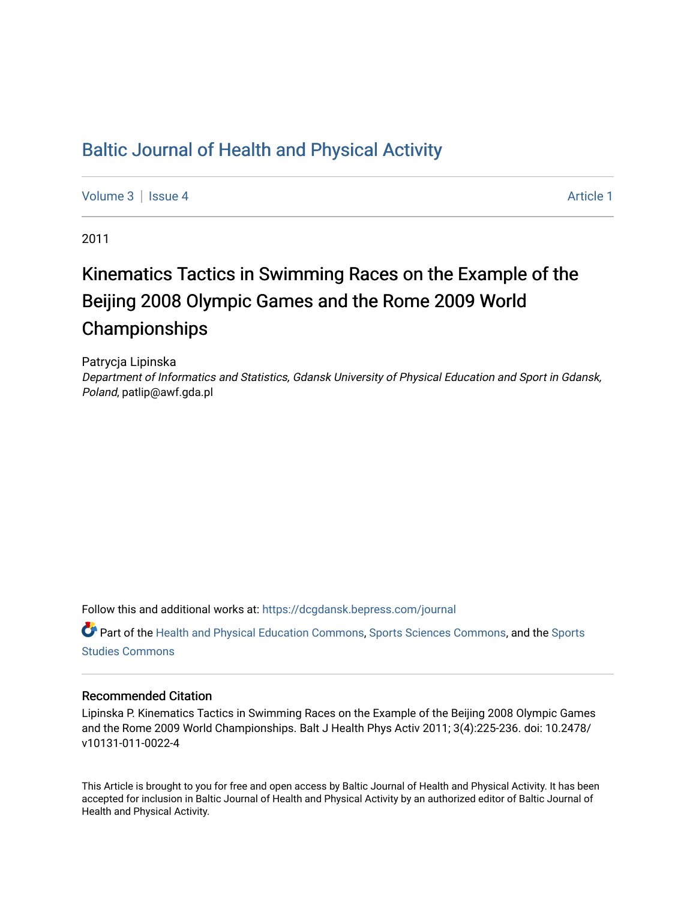# Baltic Journal of Health and Physical Activity

Volume 3 | Issue 4 Article 1

2011

## Kinematics Tactics in Swimming Races on the Example of the Beijing 2008 Olympic Games and the Rome 2009 World Championships

Patrycja Lipinska
*Department of Informatics and Statistics, Gdansk University of Physical Education and Sport in Gdansk, Poland*, patlip@awf.gda.pl

Follow this and additional works at: https://dcgdansk.bepress.com/journal

Part of the Health and Physical Education Commons, Sports Sciences Commons, and the Sports Studies Commons

### Recommended Citation

Lipinska P. Kinematics Tactics in Swimming Races on the Example of the Beijing 2008 Olympic Games and the Rome 2009 World Championships. Balt J Health Phys Activ 2011; 3(4):225-236. doi: 10.2478/v10131-011-0022-4

This Article is brought to you for free and open access by Baltic Journal of Health and Physical Activity. It has been accepted for inclusion in Baltic Journal of Health and Physical Activity by an authorized editor of Baltic Journal of Health and Physical Activity.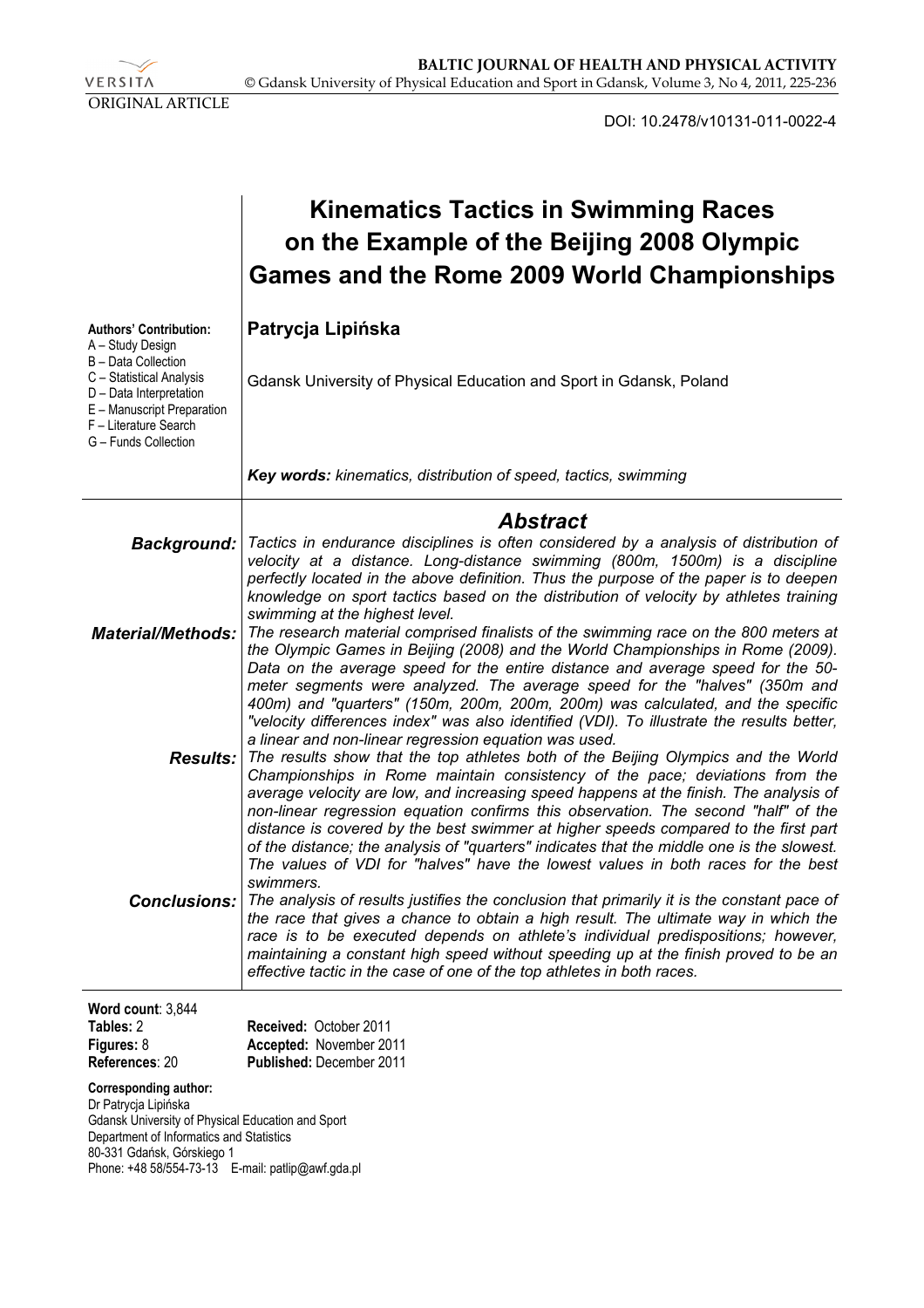ORIGINAL ARTICLE

DOI: 10.2478/v10131-011-0022-4

# Kinematics Tactics in Swimming Races on the Example of the Beijing 2008 Olympic Games and the Rome 2009 World Championships

**Authors' Contribution:**
A – Study Design
B – Data Collection
C – Statistical Analysis
D – Data Interpretation
E – Manuscript Preparation
F – Literature Search
G – Funds Collection

**Patrycja Lipińska**

Gdansk University of Physical Education and Sport in Gdansk, Poland

***Key words:** kinematics, distribution of speed, tactics, swimming*

## *Abstract*

***Background:*** *Tactics in endurance disciplines is often considered by a analysis of distribution of velocity at a distance. Long-distance swimming (800m, 1500m) is a discipline perfectly located in the above definition. Thus the purpose of the paper is to deepen knowledge on sport tactics based on the distribution of velocity by athletes training swimming at the highest level.*

***Material/Methods:*** *The research material comprised finalists of the swimming race on the 800 meters at the Olympic Games in Beijing (2008) and the World Championships in Rome (2009). Data on the average speed for the entire distance and average speed for the 50-meter segments were analyzed. The average speed for the "halves" (350m and 400m) and "quarters" (150m, 200m, 200m, 200m) was calculated, and the specific "velocity differences index" was also identified (VDI). To illustrate the results better, a linear and non-linear regression equation was used.*

***Results:*** *The results show that the top athletes both of the Beijing Olympics and the World Championships in Rome maintain consistency of the pace; deviations from the average velocity are low, and increasing speed happens at the finish. The analysis of non-linear regression equation confirms this observation. The second "half" of the distance is covered by the best swimmer at higher speeds compared to the first part of the distance; the analysis of "quarters" indicates that the middle one is the slowest. The values of VDI for "halves" have the lowest values in both races for the best swimmers.*

***Conclusions:*** *The analysis of results justifies the conclusion that primarily it is the constant pace of the race that gives a chance to obtain a high result. The ultimate way in which the race is to be executed depends on athlete's individual predispositions; however, maintaining a constant high speed without speeding up at the finish proved to be an effective tactic in the case of one of the top athletes in both races.*

**Word count**: 3,844
**Tables:** 2
**Figures:** 8
**References**: 20

**Received:** October 2011
**Accepted:** November 2011
**Published:** December 2011

**Corresponding author:**
Dr Patrycja Lipińska
Gdansk University of Physical Education and Sport
Department of Informatics and Statistics
80-331 Gdańsk, Górskiego 1
Phone: +48 58/554-73-13 E-mail: patlip@awf.gda.pl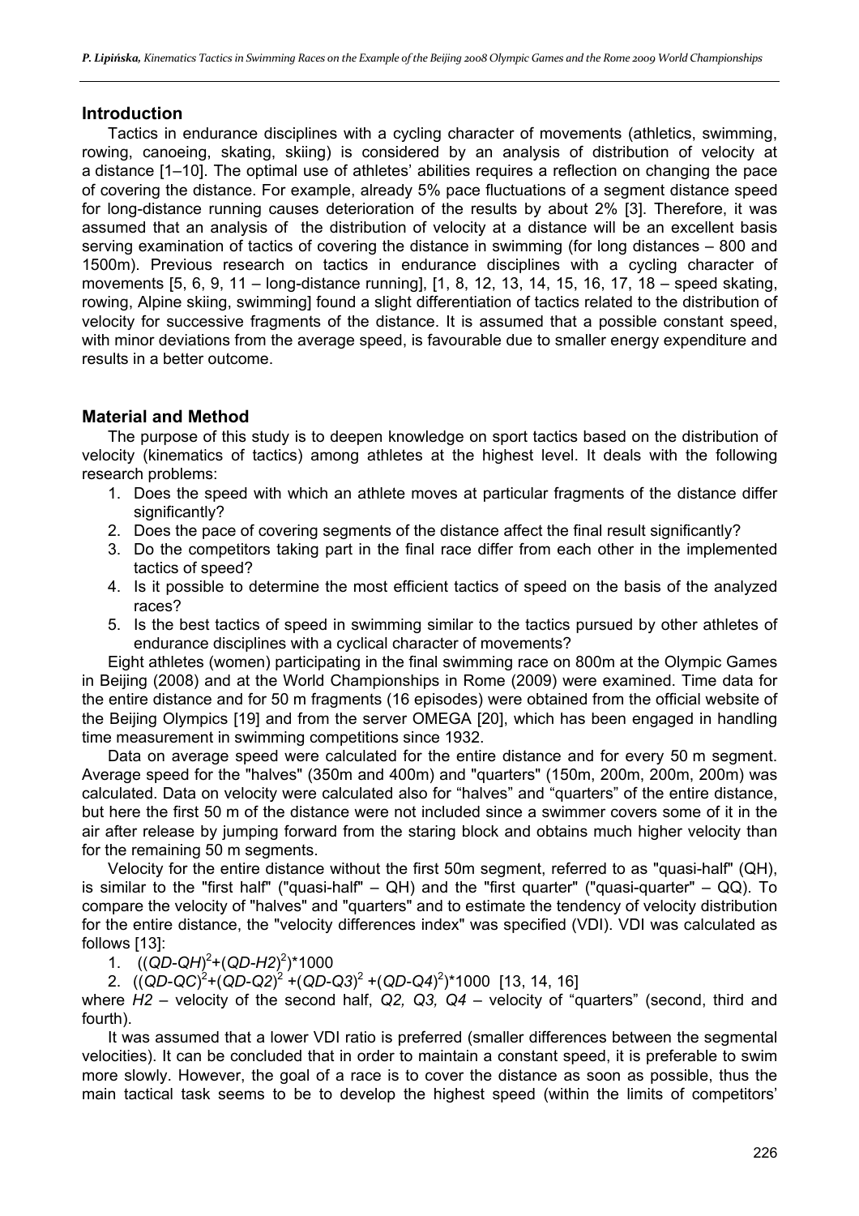## Introduction

Tactics in endurance disciplines with a cycling character of movements (athletics, swimming, rowing, canoeing, skating, skiing) is considered by an analysis of distribution of velocity at a distance [1–10]. The optimal use of athletes' abilities requires a reflection on changing the pace of covering the distance. For example, already 5% pace fluctuations of a segment distance speed for long-distance running causes deterioration of the results by about 2% [3]. Therefore, it was assumed that an analysis of the distribution of velocity at a distance will be an excellent basis serving examination of tactics of covering the distance in swimming (for long distances – 800 and 1500m). Previous research on tactics in endurance disciplines with a cycling character of movements [5, 6, 9, 11 – long-distance running], [1, 8, 12, 13, 14, 15, 16, 17, 18 – speed skating, rowing, Alpine skiing, swimming] found a slight differentiation of tactics related to the distribution of velocity for successive fragments of the distance. It is assumed that a possible constant speed, with minor deviations from the average speed, is favourable due to smaller energy expenditure and results in a better outcome.

## Material and Method

The purpose of this study is to deepen knowledge on sport tactics based on the distribution of velocity (kinematics of tactics) among athletes at the highest level. It deals with the following research problems:

1. Does the speed with which an athlete moves at particular fragments of the distance differ significantly?
2. Does the pace of covering segments of the distance affect the final result significantly?
3. Do the competitors taking part in the final race differ from each other in the implemented tactics of speed?
4. Is it possible to determine the most efficient tactics of speed on the basis of the analyzed races?
5. Is the best tactics of speed in swimming similar to the tactics pursued by other athletes of endurance disciplines with a cyclical character of movements?

Eight athletes (women) participating in the final swimming race on 800m at the Olympic Games in Beijing (2008) and at the World Championships in Rome (2009) were examined. Time data for the entire distance and for 50 m fragments (16 episodes) were obtained from the official website of the Beijing Olympics [19] and from the server OMEGA [20], which has been engaged in handling time measurement in swimming competitions since 1932.

Data on average speed were calculated for the entire distance and for every 50 m segment. Average speed for the "halves" (350m and 400m) and "quarters" (150m, 200m, 200m, 200m) was calculated. Data on velocity were calculated also for "halves" and "quarters" of the entire distance, but here the first 50 m of the distance were not included since a swimmer covers some of it in the air after release by jumping forward from the staring block and obtains much higher velocity than for the remaining 50 m segments.

Velocity for the entire distance without the first 50m segment, referred to as "quasi-half" (QH), is similar to the "first half" ("quasi-half" – QH) and the "first quarter" ("quasi-quarter" – QQ). To compare the velocity of "halves" and "quarters" and to estimate the tendency of velocity distribution for the entire distance, the "velocity differences index" was specified (VDI). VDI was calculated as follows [13]:

1. $((QD\text{-}QH)^2+(QD\text{-}H2)^2)*1000$
2. $((QD\text{-}QC)^2+(QD\text{-}Q2)^2+(QD\text{-}Q3)^2+(QD\text{-}Q4)^2)*1000$ [13, 14, 16]

where $H2$ – velocity of the second half, $Q2$, $Q3$, $Q4$ – velocity of "quarters" (second, third and fourth).

It was assumed that a lower VDI ratio is preferred (smaller differences between the segmental velocities). It can be concluded that in order to maintain a constant speed, it is preferable to swim more slowly. However, the goal of a race is to cover the distance as soon as possible, thus the main tactical task seems to be to develop the highest speed (within the limits of competitors'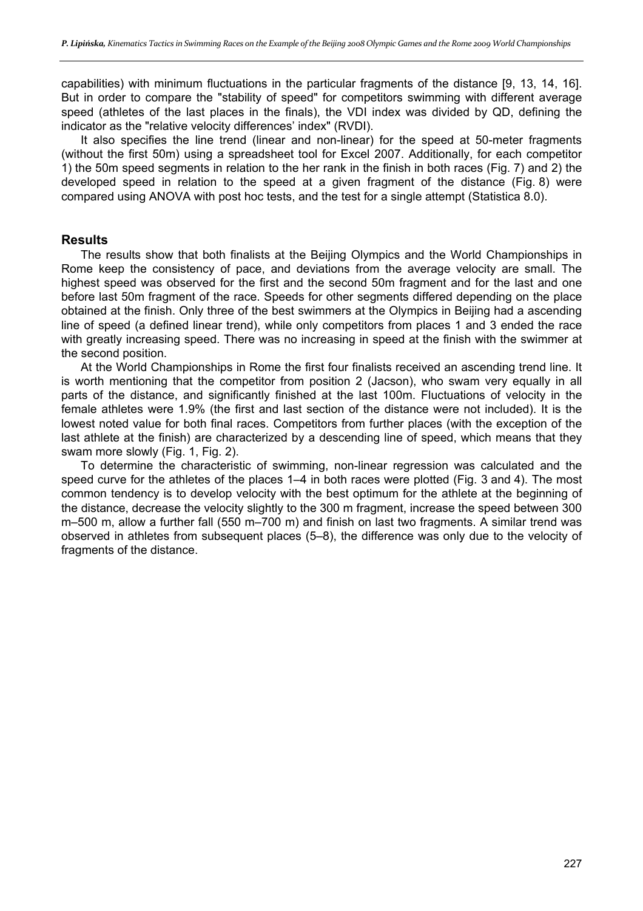capabilities) with minimum fluctuations in the particular fragments of the distance [9, 13, 14, 16]. But in order to compare the "stability of speed" for competitors swimming with different average speed (athletes of the last places in the finals), the VDI index was divided by QD, defining the indicator as the "relative velocity differences' index" (RVDI).

It also specifies the line trend (linear and non-linear) for the speed at 50-meter fragments (without the first 50m) using a spreadsheet tool for Excel 2007. Additionally, for each competitor 1) the 50m speed segments in relation to the her rank in the finish in both races (Fig. 7) and 2) the developed speed in relation to the speed at a given fragment of the distance (Fig. 8) were compared using ANOVA with post hoc tests, and the test for a single attempt (Statistica 8.0).

## Results

The results show that both finalists at the Beijing Olympics and the World Championships in Rome keep the consistency of pace, and deviations from the average velocity are small. The highest speed was observed for the first and the second 50m fragment and for the last and one before last 50m fragment of the race. Speeds for other segments differed depending on the place obtained at the finish. Only three of the best swimmers at the Olympics in Beijing had a ascending line of speed (a defined linear trend), while only competitors from places 1 and 3 ended the race with greatly increasing speed. There was no increasing in speed at the finish with the swimmer at the second position.

At the World Championships in Rome the first four finalists received an ascending trend line. It is worth mentioning that the competitor from position 2 (Jacson), who swam very equally in all parts of the distance, and significantly finished at the last 100m. Fluctuations of velocity in the female athletes were 1.9% (the first and last section of the distance were not included). It is the lowest noted value for both final races. Competitors from further places (with the exception of the last athlete at the finish) are characterized by a descending line of speed, which means that they swam more slowly (Fig. 1, Fig. 2).

To determine the characteristic of swimming, non-linear regression was calculated and the speed curve for the athletes of the places 1–4 in both races were plotted (Fig. 3 and 4). The most common tendency is to develop velocity with the best optimum for the athlete at the beginning of the distance, decrease the velocity slightly to the 300 m fragment, increase the speed between 300 m–500 m, allow a further fall (550 m–700 m) and finish on last two fragments. A similar trend was observed in athletes from subsequent places (5–8), the difference was only due to the velocity of fragments of the distance.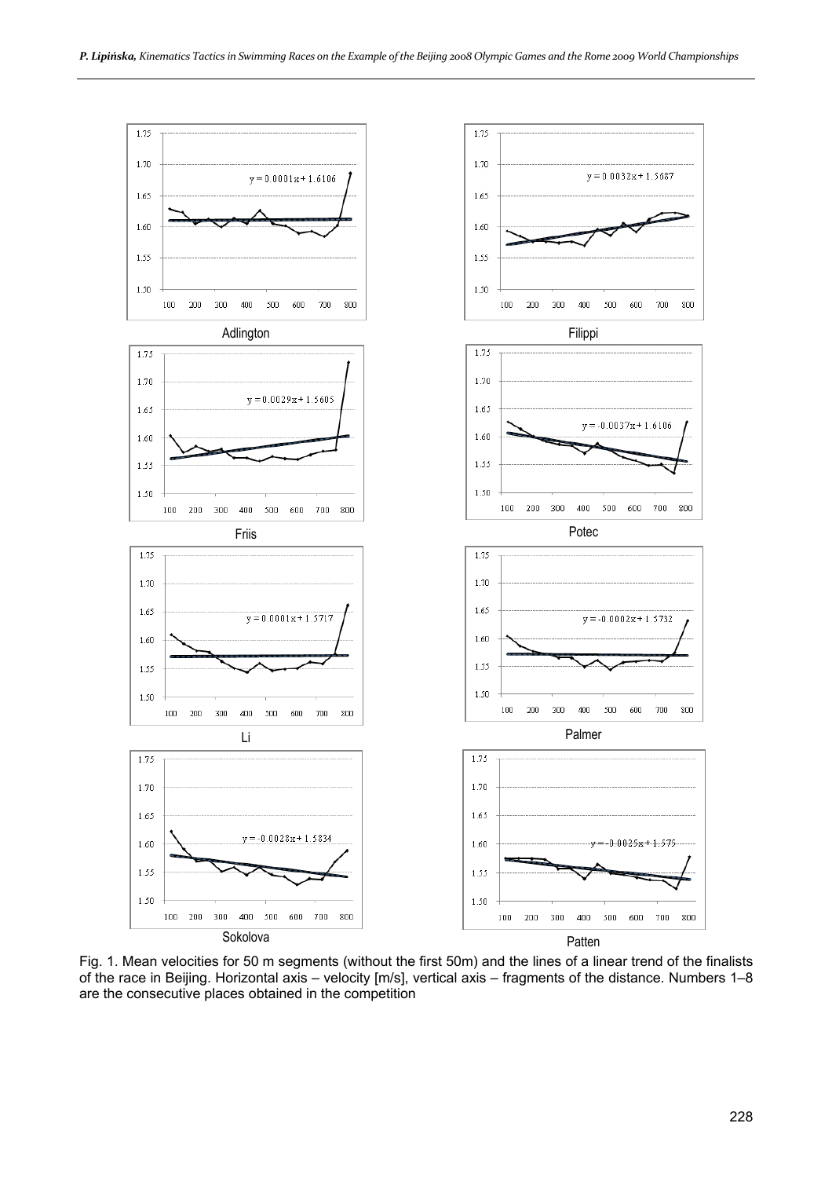Adlington

$y = 0.0001x + 1.6106$

Filippi

$y = 0.0032x + 1.5687$

Friis

$y = 0.0029x + 1.5605$

Potec

$y = -0.0037x + 1.6106$

Li

$y = 0.0001x + 1.5717$

Palmer

$y = -0.0002x + 1.5732$

Sokolova

$y = -0.0028x + 1.5834$

Patten

$y = -0.0025x + 1.575$

Fig. 1. Mean velocities for 50 m segments (without the first 50m) and the lines of a linear trend of the finalists of the race in Beijing. Horizontal axis – velocity [m/s], vertical axis – fragments of the distance. Numbers 1–8 are the consecutive places obtained in the competition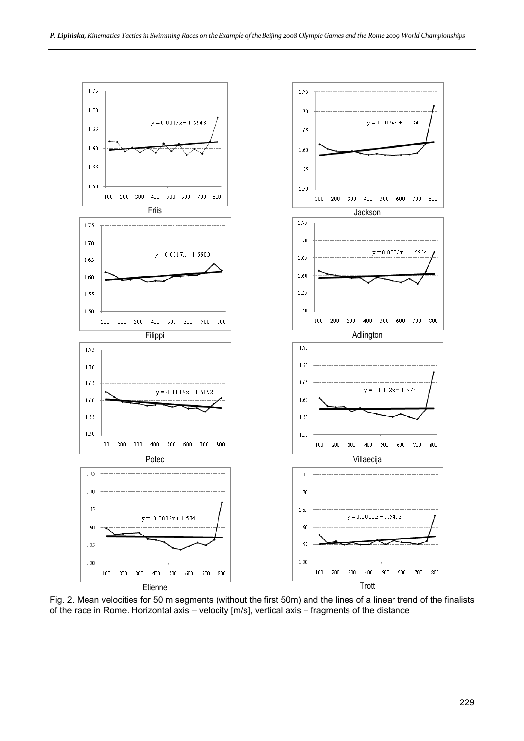Friis

$y = 0.0015x + 1.5948$

Jackson

$y = 0.0024x + 1.5841$

Filippi

$y = 0.0017x + 1.5903$

Adlington

$y = 0.0008x + 1.5924$

Potec

$y = -0.0019x + 1.6052$

Villaecija

$y = 0.0002x + 1.5729$

Etienne

$y = -0.0002x + 1.5741$

Trott

$y = 0.0015x + 1.5493$

Fig. 2. Mean velocities for 50 m segments (without the first 50m) and the lines of a linear trend of the finalists of the race in Rome. Horizontal axis – velocity [m/s], vertical axis – fragments of the distance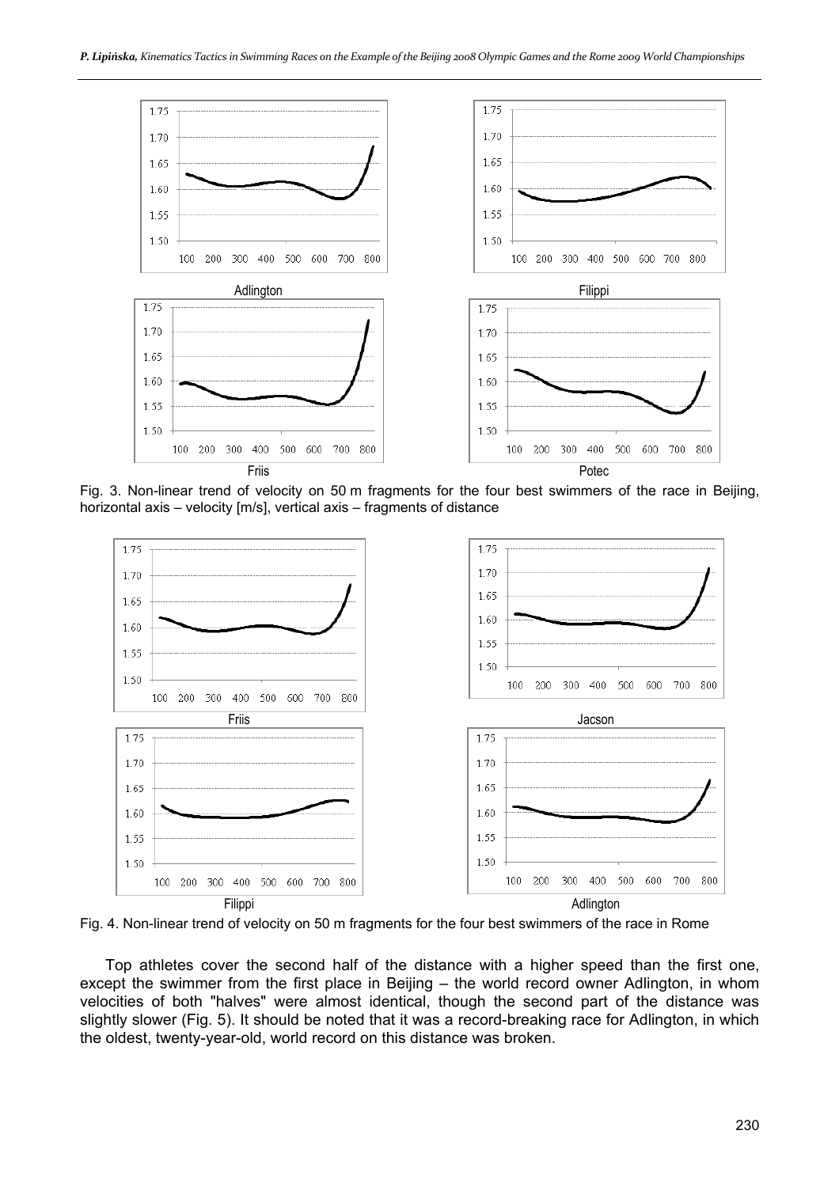Adlington

Filippi

Friis

Potec

Fig. 3. Non-linear trend of velocity on 50 m fragments for the four best swimmers of the race in Beijing, horizontal axis – velocity [m/s], vertical axis – fragments of distance

Friis

Jacson

Filippi

Adlington

Fig. 4. Non-linear trend of velocity on 50 m fragments for the four best swimmers of the race in Rome

Top athletes cover the second half of the distance with a higher speed than the first one, except the swimmer from the first place in Beijing – the world record owner Adlington, in whom velocities of both "halves" were almost identical, though the second part of the distance was slightly slower (Fig. 5). It should be noted that it was a record-breaking race for Adlington, in which the oldest, twenty-year-old, world record on this distance was broken.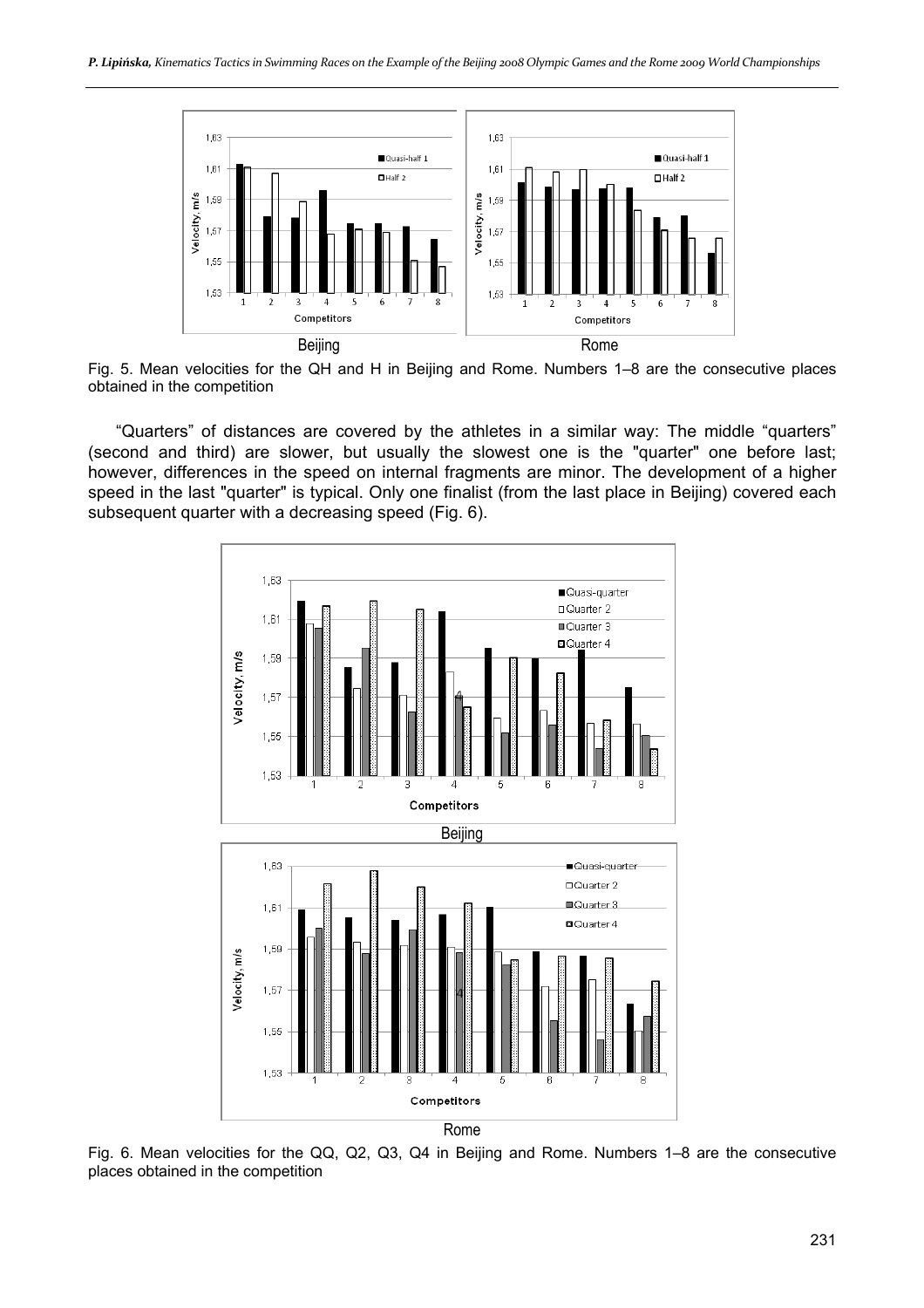Fig. 5. Mean velocities for the QH and H in Beijing and Rome. Numbers 1–8 are the consecutive places obtained in the competition

"Quarters" of distances are covered by the athletes in a similar way: The middle "quarters" (second and third) are slower, but usually the slowest one is the "quarter" one before last; however, differences in the speed on internal fragments are minor. The development of a higher speed in the last "quarter" is typical. Only one finalist (from the last place in Beijing) covered each subsequent quarter with a decreasing speed (Fig. 6).

Fig. 6. Mean velocities for the QQ, Q2, Q3, Q4 in Beijing and Rome. Numbers 1–8 are the consecutive places obtained in the competition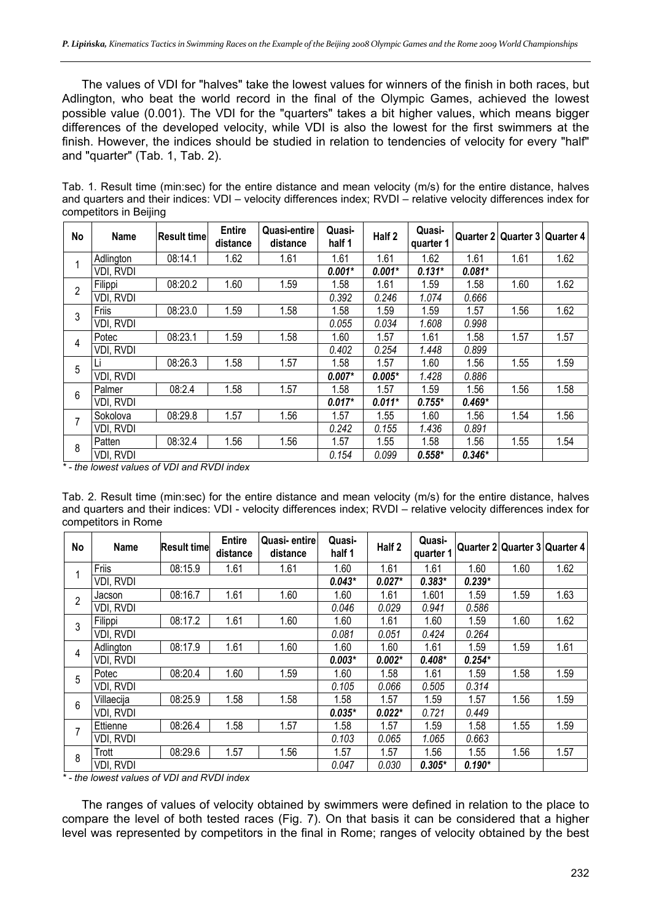The values of VDI for "halves" take the lowest values for winners of the finish in both races, but Adlington, who beat the world record in the final of the Olympic Games, achieved the lowest possible value (0.001). The VDI for the "quarters" takes a bit higher values, which means bigger differences of the developed velocity, while VDI is also the lowest for the first swimmers at the finish. However, the indices should be studied in relation to tendencies of velocity for every "half" and "quarter" (Tab. 1, Tab. 2).

Tab. 1. Result time (min:sec) for the entire distance and mean velocity (m/s) for the entire distance, halves and quarters and their indices: VDI – velocity differences index; RVDI – relative velocity differences index for competitors in Beijing

| No | Name | Result time | Entire distance | Quasi-entire distance | Quasi-half 1 | Half 2 | Quasi-quarter 1 | Quarter 2 | Quarter 3 | Quarter 4 |
|---|---|---|---|---|---|---|---|---|---|---|
| 1 | Adlington | 08:14.1 | 1.62 | 1.61 | 1.61 | 1.61 | 1.62 | 1.61 | 1.61 | 1.62 |
| | VDI, RVDI | | | | *0.001** | *0.001** | *0.131** | *0.081** | | |
| 2 | Filippi | 08:20.2 | 1.60 | 1.59 | 1.58 | 1.61 | 1.59 | 1.58 | 1.60 | 1.62 |
| | VDI, RVDI | | | | *0.392* | *0.246* | *1.074* | *0.666* | | |
| 3 | Friis | 08:23.0 | 1.59 | 1.58 | 1.58 | 1.59 | 1.59 | 1.57 | 1.56 | 1.62 |
| | VDI, RVDI | | | | *0.055* | *0.034* | *1.608* | *0.998* | | |
| 4 | Potec | 08:23.1 | 1.59 | 1.58 | 1.60 | 1.57 | 1.61 | 1.58 | 1.57 | 1.57 |
| | VDI, RVDI | | | | *0.402* | *0.254* | *1.448* | *0.899* | | |
| 5 | Li | 08:26.3 | 1.58 | 1.57 | 1.58 | 1.57 | 1.60 | 1.56 | 1.55 | 1.59 |
| | VDI, RVDI | | | | *0.007** | *0.005** | *1.428* | *0.886* | | |
| 6 | Palmer | 08:2.4 | 1.58 | 1.57 | 1.58 | 1.57 | 1.59 | 1.56 | 1.56 | 1.58 |
| | VDI, RVDI | | | | *0.017** | *0.011** | *0.755** | *0.469** | | |
| 7 | Sokolova | 08:29.8 | 1.57 | 1.56 | 1.57 | 1.55 | 1.60 | 1.56 | 1.54 | 1.56 |
| | VDI, RVDI | | | | *0.242* | *0.155* | *1.436* | *0.891* | | |
| 8 | Patten | 08:32.4 | 1.56 | 1.56 | 1.57 | 1.55 | 1.58 | 1.56 | 1.55 | 1.54 |
| | VDI, RVDI | | | | *0.154* | *0.099* | *0.558** | *0.346** | | |

*\* - the lowest values of VDI and RVDI index*

Tab. 2. Result time (min:sec) for the entire distance and mean velocity (m/s) for the entire distance, halves and quarters and their indices: VDI - velocity differences index; RVDI – relative velocity differences index for competitors in Rome

| No | Name | Result time | Entire distance | Quasi- entire distance | Quasi-half 1 | Half 2 | Quasi-quarter 1 | Quarter 2 | Quarter 3 | Quarter 4 |
|---|---|---|---|---|---|---|---|---|---|---|
| 1 | Friis | 08:15.9 | 1.61 | 1.61 | 1.60 | 1.61 | 1.61 | 1.60 | 1.60 | 1.62 |
| | VDI, RVDI | | | | *0.043** | *0.027** | *0.383** | *0.239** | | |
| 2 | Jacson | 08:16.7 | 1.61 | 1.60 | 1.60 | 1.61 | 1.601 | 1.59 | 1.59 | 1.63 |
| | VDI, RVDI | | | | *0.046* | *0.029* | *0.941* | *0.586* | | |
| 3 | Filippi | 08:17.2 | 1.61 | 1.60 | 1.60 | 1.61 | 1.60 | 1.59 | 1.60 | 1.62 |
| | VDI, RVDI | | | | *0.081* | *0.051* | *0.424* | *0.264* | | |
| 4 | Adlington | 08:17.9 | 1.61 | 1.60 | 1.60 | 1.60 | 1.61 | 1.59 | 1.59 | 1.61 |
| | VDI, RVDI | | | | *0.003** | *0.002** | *0.408** | *0.254** | | |
| 5 | Potec | 08:20.4 | 1.60 | 1.59 | 1.60 | 1.58 | 1.61 | 1.59 | 1.58 | 1.59 |
| | VDI, RVDI | | | | *0.105* | *0.066* | *0.505* | *0.314* | | |
| 6 | Villaecija | 08:25.9 | 1.58 | 1.58 | 1.58 | 1.57 | 1.59 | 1.57 | 1.56 | 1.59 |
| | VDI, RVDI | | | | *0.035** | *0.022** | *0.721* | *0.449* | | |
| 7 | Ettienne | 08:26.4 | 1.58 | 1.57 | 1.58 | 1.57 | 1.59 | 1.58 | 1.55 | 1.59 |
| | VDI, RVDI | | | | *0.103* | *0.065* | *1.065* | *0.663* | | |
| 8 | Trott | 08:29.6 | 1.57 | 1.56 | 1.57 | 1.57 | 1.56 | 1.55 | 1.56 | 1.57 |
| | VDI, RVDI | | | | *0.047* | *0.030* | *0.305** | *0.190** | | |

*\* - the lowest values of VDI and RVDI index*

The ranges of values of velocity obtained by swimmers were defined in relation to the place to compare the level of both tested races (Fig. 7). On that basis it can be considered that a higher level was represented by competitors in the final in Rome; ranges of velocity obtained by the best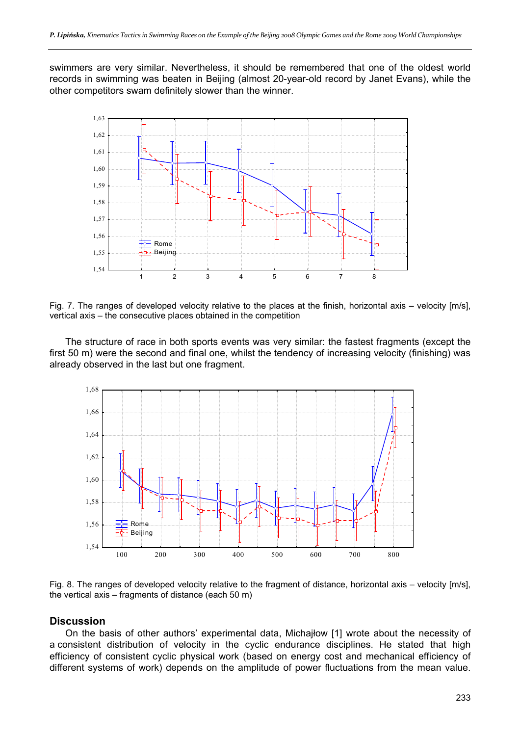swimmers are very similar. Nevertheless, it should be remembered that one of the oldest world records in swimming was beaten in Beijing (almost 20-year-old record by Janet Evans), while the other competitors swam definitely slower than the winner.

Fig. 7. The ranges of developed velocity relative to the places at the finish, horizontal axis – velocity [m/s], vertical axis – the consecutive places obtained in the competition

The structure of race in both sports events was very similar: the fastest fragments (except the first 50 m) were the second and final one, whilst the tendency of increasing velocity (finishing) was already observed in the last but one fragment.

Fig. 8. The ranges of developed velocity relative to the fragment of distance, horizontal axis – velocity [m/s], the vertical axis – fragments of distance (each 50 m)

## Discussion

On the basis of other authors' experimental data, Michajłow [1] wrote about the necessity of a consistent distribution of velocity in the cyclic endurance disciplines. He stated that high efficiency of consistent cyclic physical work (based on energy cost and mechanical efficiency of different systems of work) depends on the amplitude of power fluctuations from the mean value.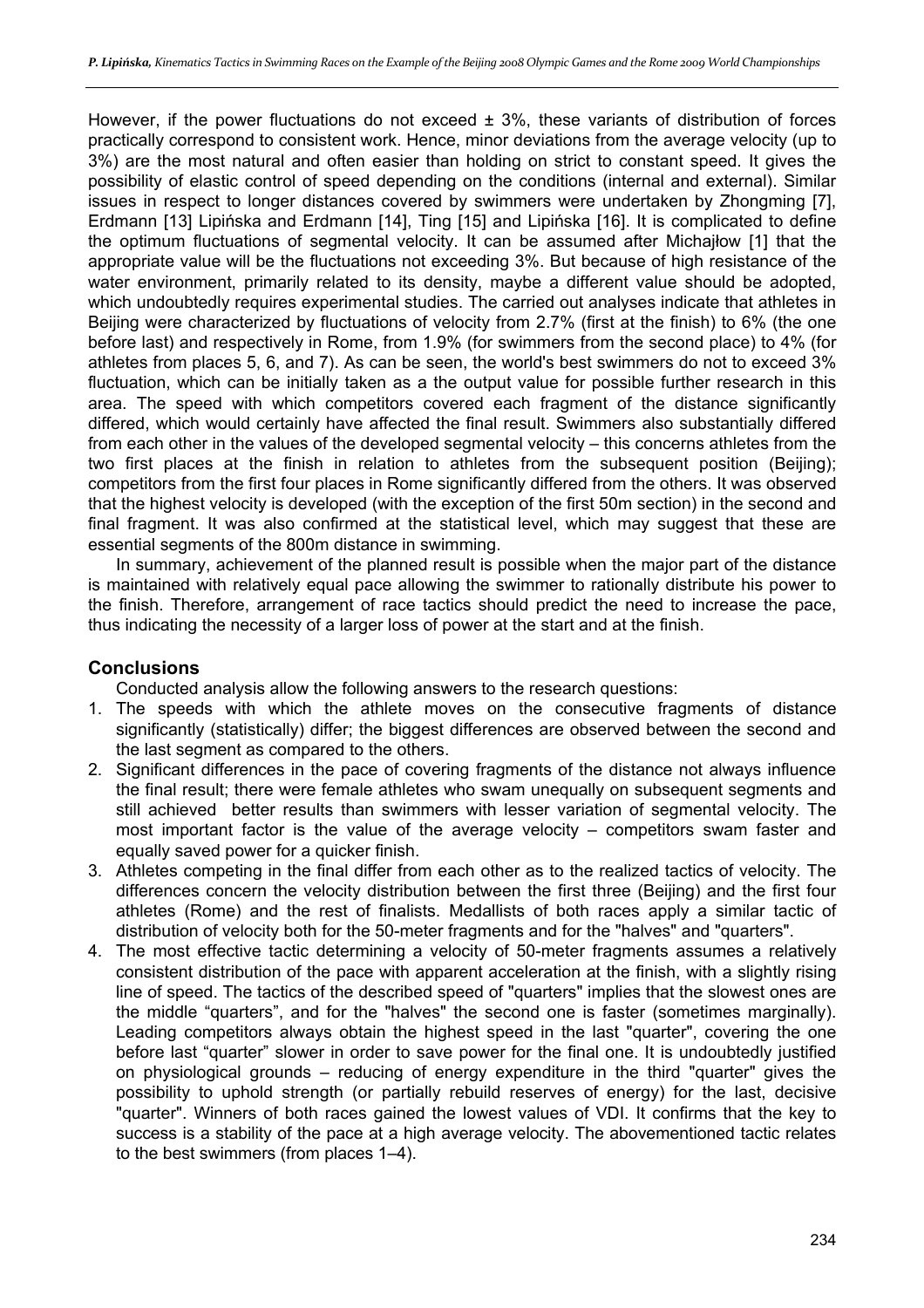However, if the power fluctuations do not exceed ± 3%, these variants of distribution of forces practically correspond to consistent work. Hence, minor deviations from the average velocity (up to 3%) are the most natural and often easier than holding on strict to constant speed. It gives the possibility of elastic control of speed depending on the conditions (internal and external). Similar issues in respect to longer distances covered by swimmers were undertaken by Zhongming [7], Erdmann [13] Lipińska and Erdmann [14], Ting [15] and Lipińska [16]. It is complicated to define the optimum fluctuations of segmental velocity. It can be assumed after Michajłow [1] that the appropriate value will be the fluctuations not exceeding 3%. But because of high resistance of the water environment, primarily related to its density, maybe a different value should be adopted, which undoubtedly requires experimental studies. The carried out analyses indicate that athletes in Beijing were characterized by fluctuations of velocity from 2.7% (first at the finish) to 6% (the one before last) and respectively in Rome, from 1.9% (for swimmers from the second place) to 4% (for athletes from places 5, 6, and 7). As can be seen, the world's best swimmers do not to exceed 3% fluctuation, which can be initially taken as a the output value for possible further research in this area. The speed with which competitors covered each fragment of the distance significantly differed, which would certainly have affected the final result. Swimmers also substantially differed from each other in the values of the developed segmental velocity – this concerns athletes from the two first places at the finish in relation to athletes from the subsequent position (Beijing); competitors from the first four places in Rome significantly differed from the others. It was observed that the highest velocity is developed (with the exception of the first 50m section) in the second and final fragment. It was also confirmed at the statistical level, which may suggest that these are essential segments of the 800m distance in swimming.

In summary, achievement of the planned result is possible when the major part of the distance is maintained with relatively equal pace allowing the swimmer to rationally distribute his power to the finish. Therefore, arrangement of race tactics should predict the need to increase the pace, thus indicating the necessity of a larger loss of power at the start and at the finish.

## Conclusions

Conducted analysis allow the following answers to the research questions:

1. The speeds with which the athlete moves on the consecutive fragments of distance significantly (statistically) differ; the biggest differences are observed between the second and the last segment as compared to the others.
2. Significant differences in the pace of covering fragments of the distance not always influence the final result; there were female athletes who swam unequally on subsequent segments and still achieved better results than swimmers with lesser variation of segmental velocity. The most important factor is the value of the average velocity – competitors swam faster and equally saved power for a quicker finish.
3. Athletes competing in the final differ from each other as to the realized tactics of velocity. The differences concern the velocity distribution between the first three (Beijing) and the first four athletes (Rome) and the rest of finalists. Medallists of both races apply a similar tactic of distribution of velocity both for the 50-meter fragments and for the "halves" and "quarters".
4. The most effective tactic determining a velocity of 50-meter fragments assumes a relatively consistent distribution of the pace with apparent acceleration at the finish, with a slightly rising line of speed. The tactics of the described speed of "quarters" implies that the slowest ones are the middle "quarters", and for the "halves" the second one is faster (sometimes marginally). Leading competitors always obtain the highest speed in the last "quarter", covering the one before last "quarter" slower in order to save power for the final one. It is undoubtedly justified on physiological grounds – reducing of energy expenditure in the third "quarter" gives the possibility to uphold strength (or partially rebuild reserves of energy) for the last, decisive "quarter". Winners of both races gained the lowest values of VDI. It confirms that the key to success is a stability of the pace at a high average velocity. The abovementioned tactic relates to the best swimmers (from places 1–4).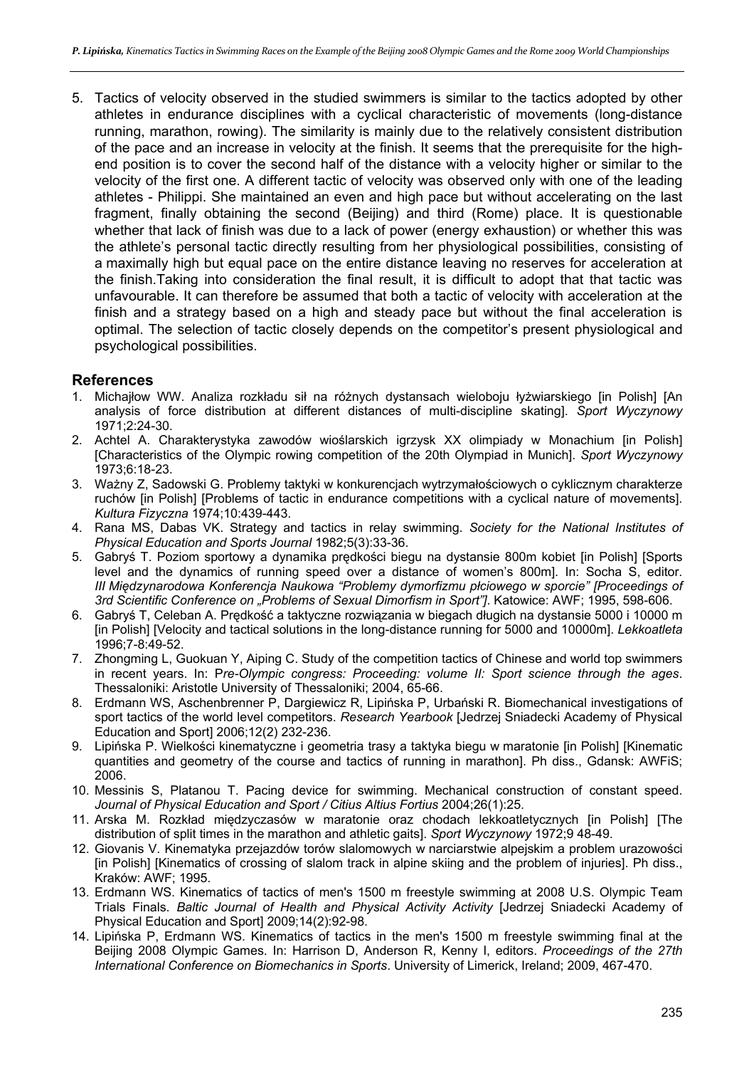5. Tactics of velocity observed in the studied swimmers is similar to the tactics adopted by other athletes in endurance disciplines with a cyclical characteristic of movements (long-distance running, marathon, rowing). The similarity is mainly due to the relatively consistent distribution of the pace and an increase in velocity at the finish. It seems that the prerequisite for the high-end position is to cover the second half of the distance with a velocity higher or similar to the velocity of the first one. A different tactic of velocity was observed only with one of the leading athletes - Philippi. She maintained an even and high pace but without accelerating on the last fragment, finally obtaining the second (Beijing) and third (Rome) place. It is questionable whether that lack of finish was due to a lack of power (energy exhaustion) or whether this was the athlete's personal tactic directly resulting from her physiological possibilities, consisting of a maximally high but equal pace on the entire distance leaving no reserves for acceleration at the finish.Taking into consideration the final result, it is difficult to adopt that that tactic was unfavourable. It can therefore be assumed that both a tactic of velocity with acceleration at the finish and a strategy based on a high and steady pace but without the final acceleration is optimal. The selection of tactic closely depends on the competitor's present physiological and psychological possibilities.

## References

1. Michajłow WW. Analiza rozkładu sił na różnych dystansach wieloboju łyżwiarskiego [in Polish] [An analysis of force distribution at different distances of multi-discipline skating]. *Sport Wyczynowy* 1971;2:24-30.
2. Achtel A. Charakterystyka zawodów wioślarskich igrzysk XX olimpiady w Monachium [in Polish] [Characteristics of the Olympic rowing competition of the 20th Olympiad in Munich]. *Sport Wyczynowy* 1973;6:18-23.
3. Ważny Z, Sadowski G. Problemy taktyki w konkurencjach wytrzymałościowych o cyklicznym charakterze ruchów [in Polish] [Problems of tactic in endurance competitions with a cyclical nature of movements]. *Kultura Fizyczna* 1974;10:439-443.
4. Rana MS, Dabas VK. Strategy and tactics in relay swimming. *Society for the National Institutes of Physical Education and Sports Journal* 1982;5(3):33-36.
5. Gabryś T. Poziom sportowy a dynamika prędkości biegu na dystansie 800m kobiet [in Polish] [Sports level and the dynamics of running speed over a distance of women's 800m]. In: Socha S, editor. *III Międzynarodowa Konferencja Naukowa "Problemy dymorfizmu płciowego w sporcie" [Proceedings of 3rd Scientific Conference on „Problems of Sexual Dimorfism in Sport"]*. Katowice: AWF; 1995, 598-606.
6. Gabryś T, Celeban A. Prędkość a taktyczne rozwiązania w biegach długich na dystansie 5000 i 10000 m [in Polish] [Velocity and tactical solutions in the long-distance running for 5000 and 10000m]. *Lekkoatleta* 1996;7-8:49-52.
7. Zhongming L, Guokuan Y, Aiping C. Study of the competition tactics of Chinese and world top swimmers in recent years. In: P*re-Olympic congress: Proceeding: volume II: Sport science through the ages*. Thessaloniki: Aristotle University of Thessaloniki; 2004, 65-66.
8. Erdmann WS, Aschenbrenner P, Dargiewicz R, Lipińska P, Urbański R. Biomechanical investigations of sport tactics of the world level competitors. *Research Yearbook* [Jedrzej Sniadecki Academy of Physical Education and Sport] 2006;12(2) 232-236.
9. Lipińska P. Wielkości kinematyczne i geometria trasy a taktyka biegu w maratonie [in Polish] [Kinematic quantities and geometry of the course and tactics of running in marathon]. Ph diss., Gdansk: AWFiS; 2006.
10. Messinis S, Platanou T. Pacing device for swimming. Mechanical construction of constant speed. *Journal of Physical Education and Sport / Citius Altius Fortius* 2004;26(1):25.
11. Arska M. Rozkład międzyczasów w maratonie oraz chodach lekkoatletycznych [in Polish] [The distribution of split times in the marathon and athletic gaits]. *Sport Wyczynowy* 1972;9 48-49.
12. Giovanis V. Kinematyka przejazdów torów slalomowych w narciarstwie alpejskim a problem urazowości [in Polish] [Kinematics of crossing of slalom track in alpine skiing and the problem of injuries]. Ph diss., Kraków: AWF; 1995.
13. Erdmann WS. Kinematics of tactics of men's 1500 m freestyle swimming at 2008 U.S. Olympic Team Trials Finals. *Baltic Journal of Health and Physical Activity Activity* [Jedrzej Sniadecki Academy of Physical Education and Sport] 2009;14(2):92-98.
14. Lipińska P, Erdmann WS. Kinematics of tactics in the men's 1500 m freestyle swimming final at the Beijing 2008 Olympic Games. In: Harrison D, Anderson R, Kenny I, editors. *Proceedings of the 27th International Conference on Biomechanics in Sports*. University of Limerick, Ireland; 2009, 467-470.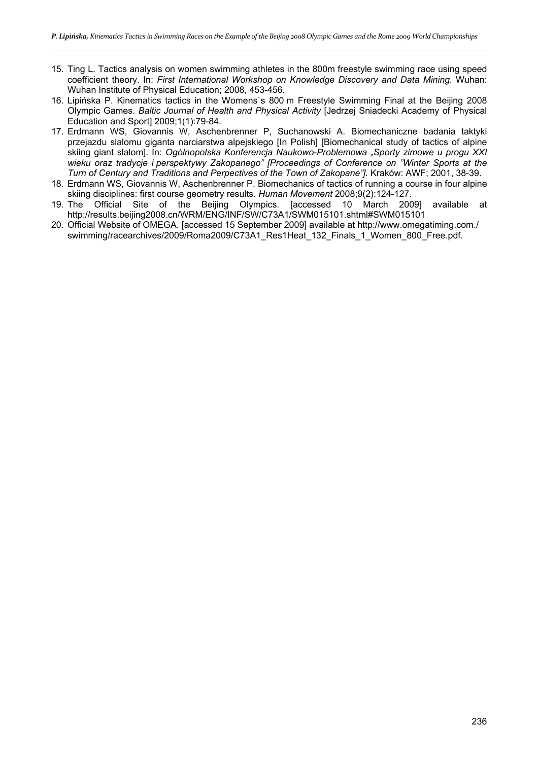15. Ting L. Tactics analysis on women swimming athletes in the 800m freestyle swimming race using speed coefficient theory. In: *First International Workshop on Knowledge Discovery and Data Mining*. Wuhan: Wuhan Institute of Physical Education; 2008, 453-456.
16. Lipińska P. Kinematics tactics in the Womens`s 800 m Freestyle Swimming Final at the Beijing 2008 Olympic Games. *Baltic Journal of Health and Physical Activity* [Jedrzej Sniadecki Academy of Physical Education and Sport] 2009;1(1):79-84.
17. Erdmann WS, Giovannis W, Aschenbrenner P, Suchanowski A. Biomechaniczne badania taktyki przejazdu slalomu giganta narciarstwa alpejskiego [In Polish] [Biomechanical study of tactics of alpine skiing giant slalom]. In: *Ogólnopolska Konferencja Naukowo-Problemowa „Sporty zimowe u progu XXI wieku oraz tradycje i perspektywy Zakopanego" [Proceedings of Conference on "Winter Sports at the Turn of Century and Traditions and Perpectives of the Town of Zakopane"].* Kraków: AWF; 2001, 38-39.
18. Erdmann WS, Giovannis W, Aschenbrenner P. Biomechanics of tactics of running a course in four alpine skiing disciplines: first course geometry results. *Human Movement* 2008;9(2):124-127.
19. The Official Site of the Beijing Olympics. [accessed 10 March 2009] available at http://results.beijing2008.cn/WRM/ENG/INF/SW/C73A1/SWM015101.shtml#SWM015101
20. Official Website of OMEGA. [accessed 15 September 2009] available at http://www.omegatiming.com./swimming/racearchives/2009/Roma2009/C73A1_Res1Heat_132_Finals_1_Women_800_Free.pdf.